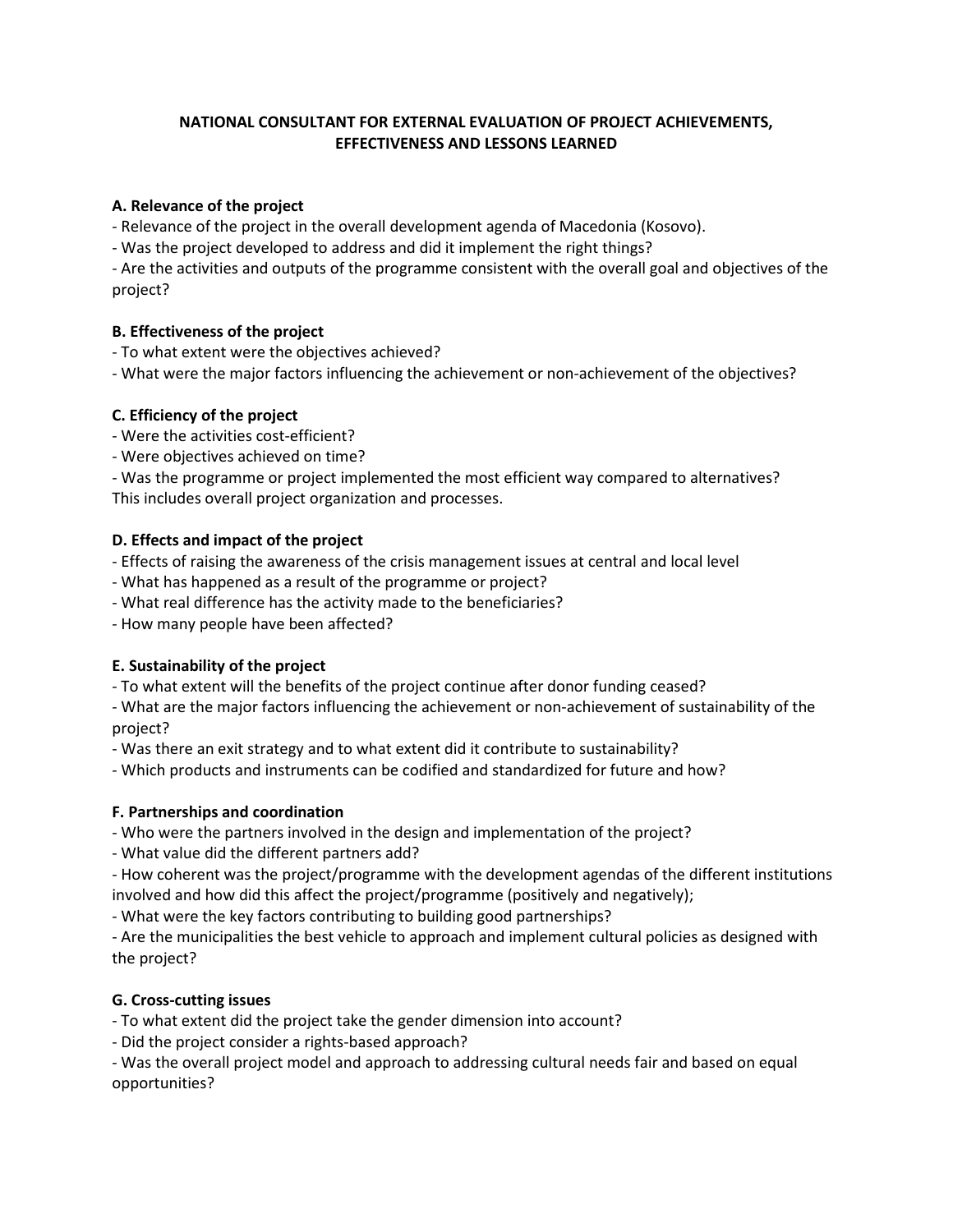# NATIONAL CONSULTANT FOR EXTERNAL EVALUATION OF PROJECT ACHIEVEMENTS, EFFECTIVENESS AND LESSONS LEARNED

**A. Relevance of the project**

- Relevance of the project in the overall development agenda of Macedonia (Kosovo).
- Was the project developed to address and did it implement the right things?
- Are the activities and outputs of the programme consistent with the overall goal and objectives of the project?

**B. Effectiveness of the project**

- To what extent were the objectives achieved?
- What were the major factors influencing the achievement or non-achievement of the objectives?

**C. Efficiency of the project**

- Were the activities cost-efficient?
- Were objectives achieved on time?
- Was the programme or project implemented the most efficient way compared to alternatives?

This includes overall project organization and processes.

**D. Effects and impact of the project**

- Effects of raising the awareness of the crisis management issues at central and local level
- What has happened as a result of the programme or project?
- What real difference has the activity made to the beneficiaries?
- How many people have been affected?

**E. Sustainability of the project**

- To what extent will the benefits of the project continue after donor funding ceased?
- What are the major factors influencing the achievement or non-achievement of sustainability of the project?
- Was there an exit strategy and to what extent did it contribute to sustainability?
- Which products and instruments can be codified and standardized for future and how?

**F. Partnerships and coordination**

- Who were the partners involved in the design and implementation of the project?
- What value did the different partners add?
- How coherent was the project/programme with the development agendas of the different institutions involved and how did this affect the project/programme (positively and negatively);
- What were the key factors contributing to building good partnerships?
- Are the municipalities the best vehicle to approach and implement cultural policies as designed with the project?

**G. Cross-cutting issues**

- To what extent did the project take the gender dimension into account?
- Did the project consider a rights-based approach?
- Was the overall project model and approach to addressing cultural needs fair and based on equal opportunities?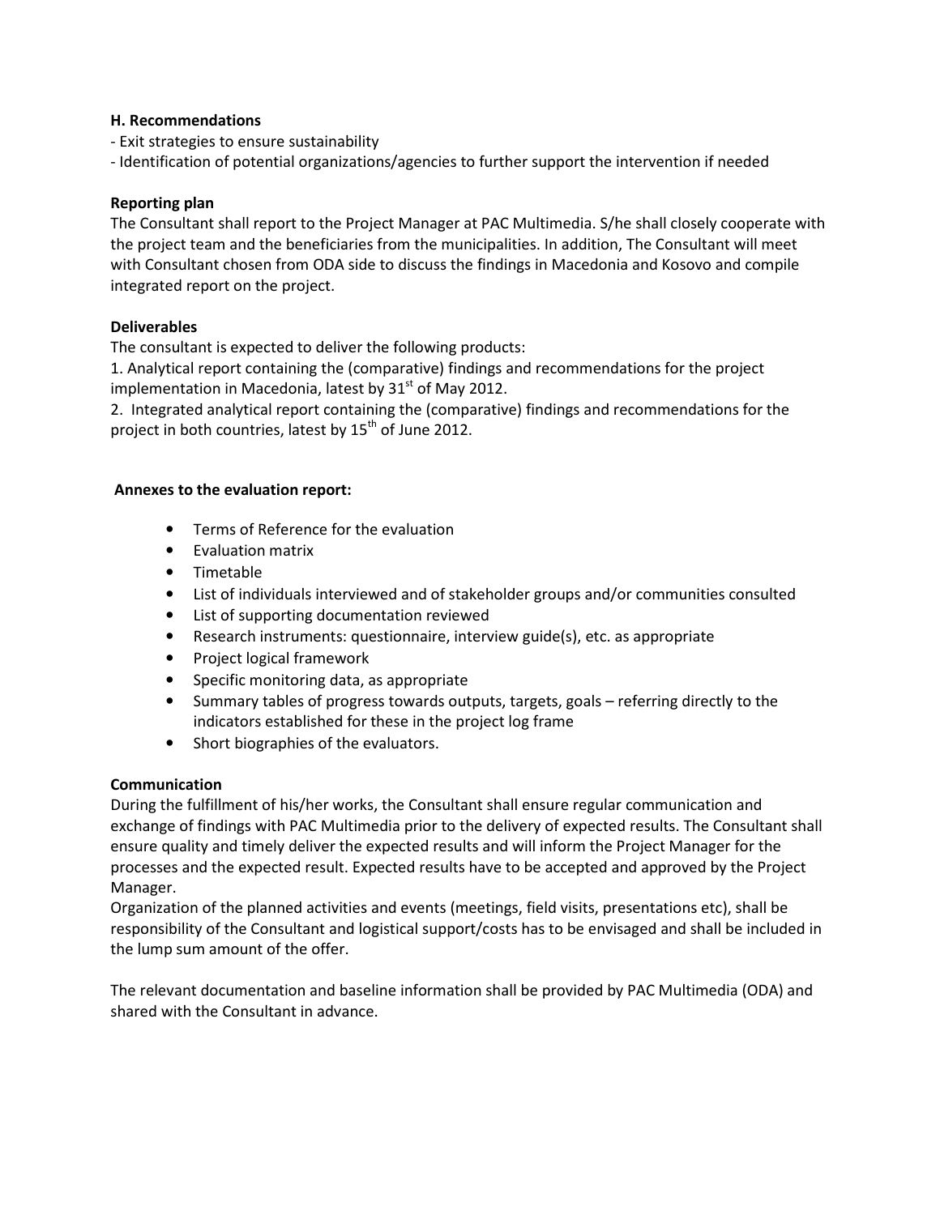**H. Recommendations**

- Exit strategies to ensure sustainability
- Identification of potential organizations/agencies to further support the intervention if needed

**Reporting plan**

The Consultant shall report to the Project Manager at PAC Multimedia. S/he shall closely cooperate with the project team and the beneficiaries from the municipalities. In addition, The Consultant will meet with Consultant chosen from ODA side to discuss the findings in Macedonia and Kosovo and compile integrated report on the project.

**Deliverables**

The consultant is expected to deliver the following products:

1. Analytical report containing the (comparative) findings and recommendations for the project implementation in Macedonia, latest by 31st of May 2012.
2. Integrated analytical report containing the (comparative) findings and recommendations for the project in both countries, latest by 15th of June 2012.

**Annexes to the evaluation report:**

- Terms of Reference for the evaluation
- Evaluation matrix
- Timetable
- List of individuals interviewed and of stakeholder groups and/or communities consulted
- List of supporting documentation reviewed
- Research instruments: questionnaire, interview guide(s), etc. as appropriate
- Project logical framework
- Specific monitoring data, as appropriate
- Summary tables of progress towards outputs, targets, goals – referring directly to the indicators established for these in the project log frame
- Short biographies of the evaluators.

**Communication**

During the fulfillment of his/her works, the Consultant shall ensure regular communication and exchange of findings with PAC Multimedia prior to the delivery of expected results. The Consultant shall ensure quality and timely deliver the expected results and will inform the Project Manager for the processes and the expected result. Expected results have to be accepted and approved by the Project Manager.

Organization of the planned activities and events (meetings, field visits, presentations etc), shall be responsibility of the Consultant and logistical support/costs has to be envisaged and shall be included in the lump sum amount of the offer.

The relevant documentation and baseline information shall be provided by PAC Multimedia (ODA) and shared with the Consultant in advance.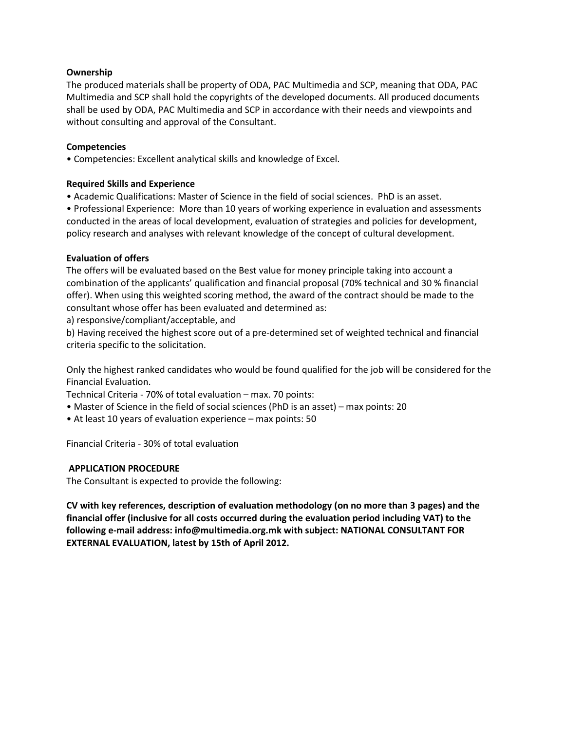**Ownership**

The produced materials shall be property of ODA, PAC Multimedia and SCP, meaning that ODA, PAC Multimedia and SCP shall hold the copyrights of the developed documents. All produced documents shall be used by ODA, PAC Multimedia and SCP in accordance with their needs and viewpoints and without consulting and approval of the Consultant.

**Competencies**

• Competencies: Excellent analytical skills and knowledge of Excel.

**Required Skills and Experience**

• Academic Qualifications: Master of Science in the field of social sciences. PhD is an asset.

• Professional Experience: More than 10 years of working experience in evaluation and assessments conducted in the areas of local development, evaluation of strategies and policies for development, policy research and analyses with relevant knowledge of the concept of cultural development.

**Evaluation of offers**

The offers will be evaluated based on the Best value for money principle taking into account a combination of the applicants' qualification and financial proposal (70% technical and 30 % financial offer). When using this weighted scoring method, the award of the contract should be made to the consultant whose offer has been evaluated and determined as:

a) responsive/compliant/acceptable, and

b) Having received the highest score out of a pre-determined set of weighted technical and financial criteria specific to the solicitation.

Only the highest ranked candidates who would be found qualified for the job will be considered for the Financial Evaluation.

Technical Criteria - 70% of total evaluation – max. 70 points:

• Master of Science in the field of social sciences (PhD is an asset) – max points: 20

• At least 10 years of evaluation experience – max points: 50

Financial Criteria - 30% of total evaluation

**APPLICATION PROCEDURE**

The Consultant is expected to provide the following:

**CV with key references, description of evaluation methodology (on no more than 3 pages) and the financial offer (inclusive for all costs occurred during the evaluation period including VAT) to the following e-mail address: info@multimedia.org.mk with subject: NATIONAL CONSULTANT FOR EXTERNAL EVALUATION, latest by 15th of April 2012.**